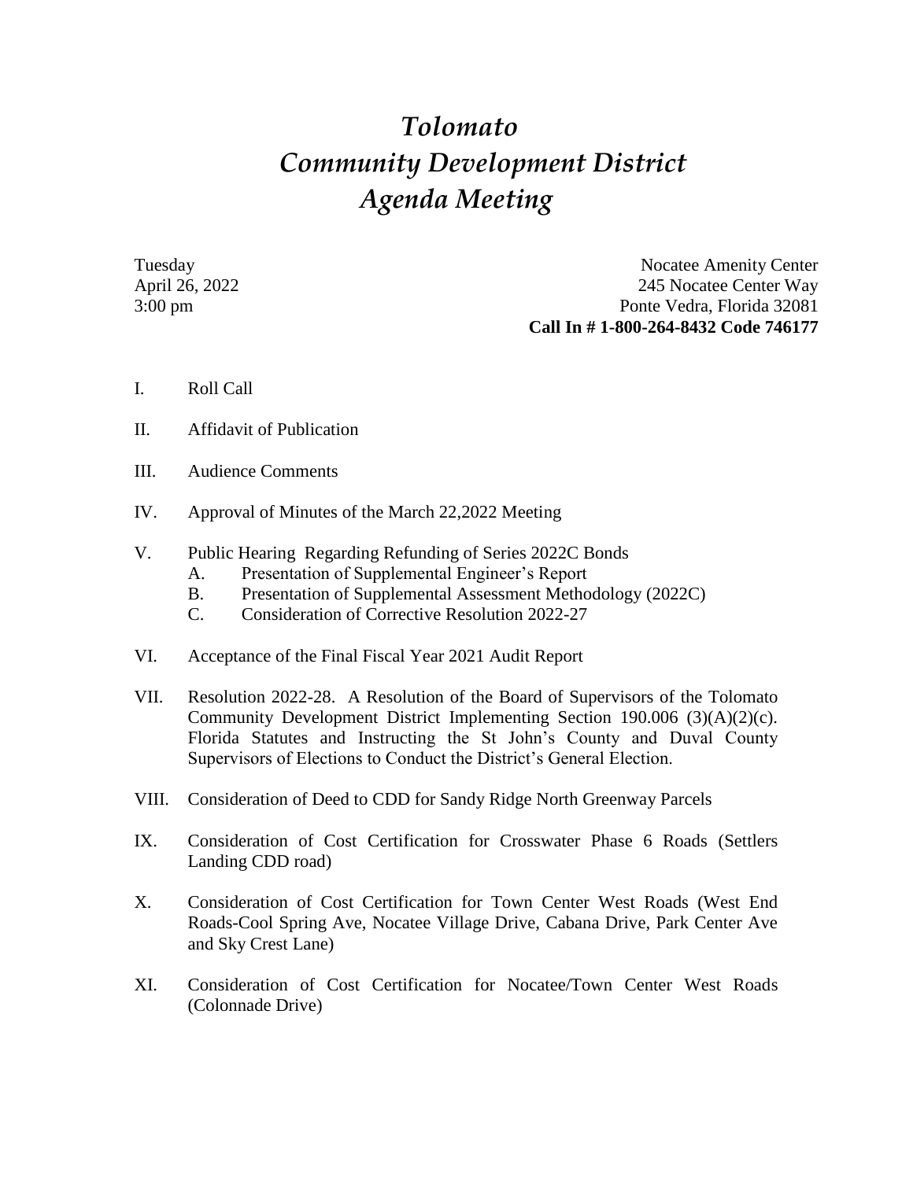# *Tolomato Community Development District Agenda Meeting*

Tuesday
April 26, 2022
3:00 pm

Nocatee Amenity Center
245 Nocatee Center Way
Ponte Vedra, Florida 32081
**Call In # 1-800-264-8432 Code 746177**

I. Roll Call

II. Affidavit of Publication

III. Audience Comments

IV. Approval of Minutes of the March 22,2022 Meeting

V. Public Hearing Regarding Refunding of Series 2022C Bonds
   A. Presentation of Supplemental Engineer's Report
   B. Presentation of Supplemental Assessment Methodology (2022C)
   C. Consideration of Corrective Resolution 2022-27

VI. Acceptance of the Final Fiscal Year 2021 Audit Report

VII. Resolution 2022-28. A Resolution of the Board of Supervisors of the Tolomato Community Development District Implementing Section 190.006 (3)(A)(2)(c). Florida Statutes and Instructing the St John's County and Duval County Supervisors of Elections to Conduct the District's General Election.

VIII. Consideration of Deed to CDD for Sandy Ridge North Greenway Parcels

IX. Consideration of Cost Certification for Crosswater Phase 6 Roads (Settlers Landing CDD road)

X. Consideration of Cost Certification for Town Center West Roads (West End Roads-Cool Spring Ave, Nocatee Village Drive, Cabana Drive, Park Center Ave and Sky Crest Lane)

XI. Consideration of Cost Certification for Nocatee/Town Center West Roads (Colonnade Drive)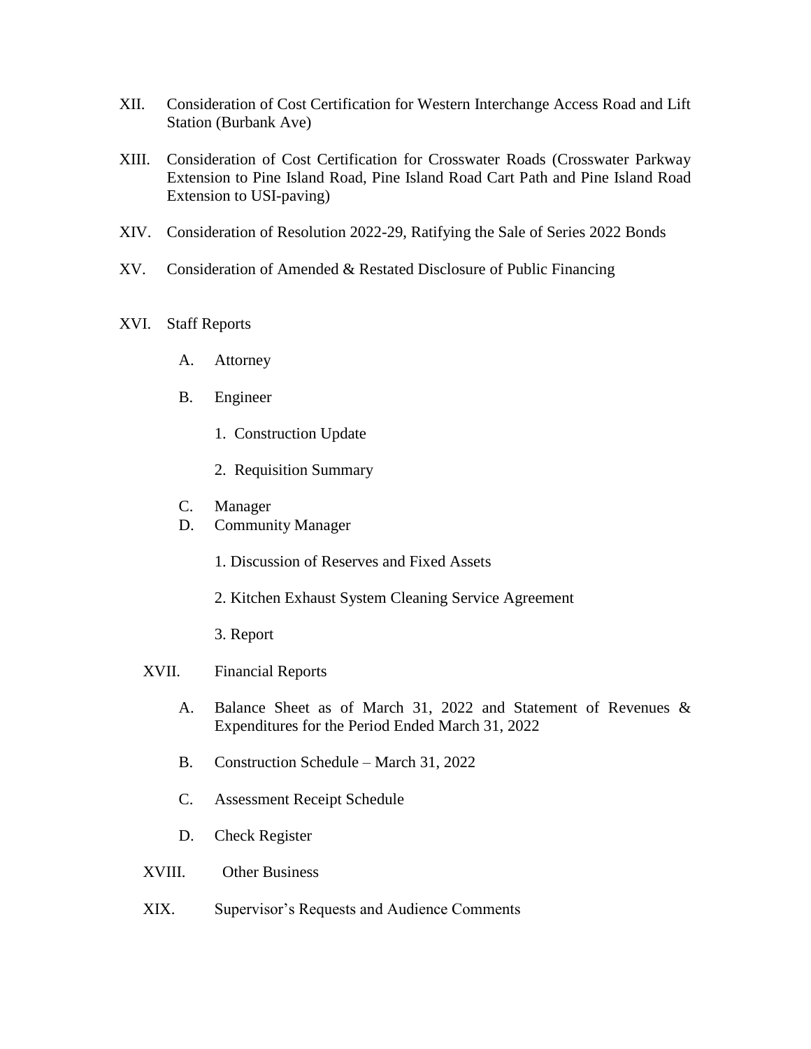XII. Consideration of Cost Certification for Western Interchange Access Road and Lift Station (Burbank Ave)

XIII. Consideration of Cost Certification for Crosswater Roads (Crosswater Parkway Extension to Pine Island Road, Pine Island Road Cart Path and Pine Island Road Extension to USI-paving)

XIV. Consideration of Resolution 2022-29, Ratifying the Sale of Series 2022 Bonds

XV. Consideration of Amended & Restated Disclosure of Public Financing

XVI. Staff Reports

- A. Attorney
- B. Engineer
  1. Construction Update
  2. Requisition Summary
- C. Manager
- D. Community Manager
  1. Discussion of Reserves and Fixed Assets
  2. Kitchen Exhaust System Cleaning Service Agreement
  3. Report

XVII. Financial Reports

- A. Balance Sheet as of March 31, 2022 and Statement of Revenues & Expenditures for the Period Ended March 31, 2022
- B. Construction Schedule – March 31, 2022
- C. Assessment Receipt Schedule
- D. Check Register

XVIII. Other Business

XIX. Supervisor's Requests and Audience Comments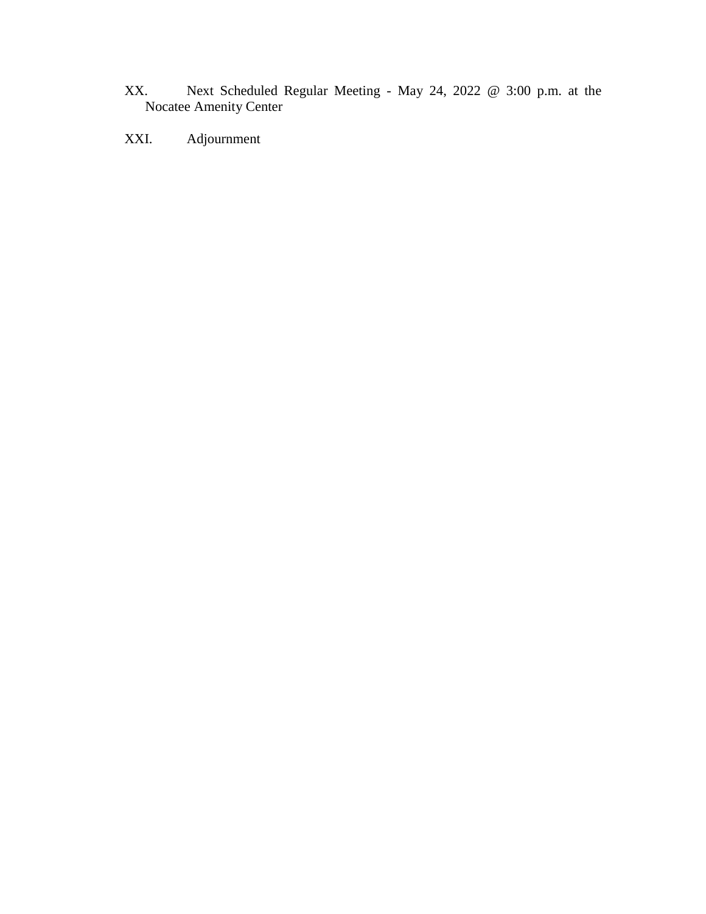XX. Next Scheduled Regular Meeting - May 24, 2022 @ 3:00 p.m. at the Nocatee Amenity Center

XXI. Adjournment